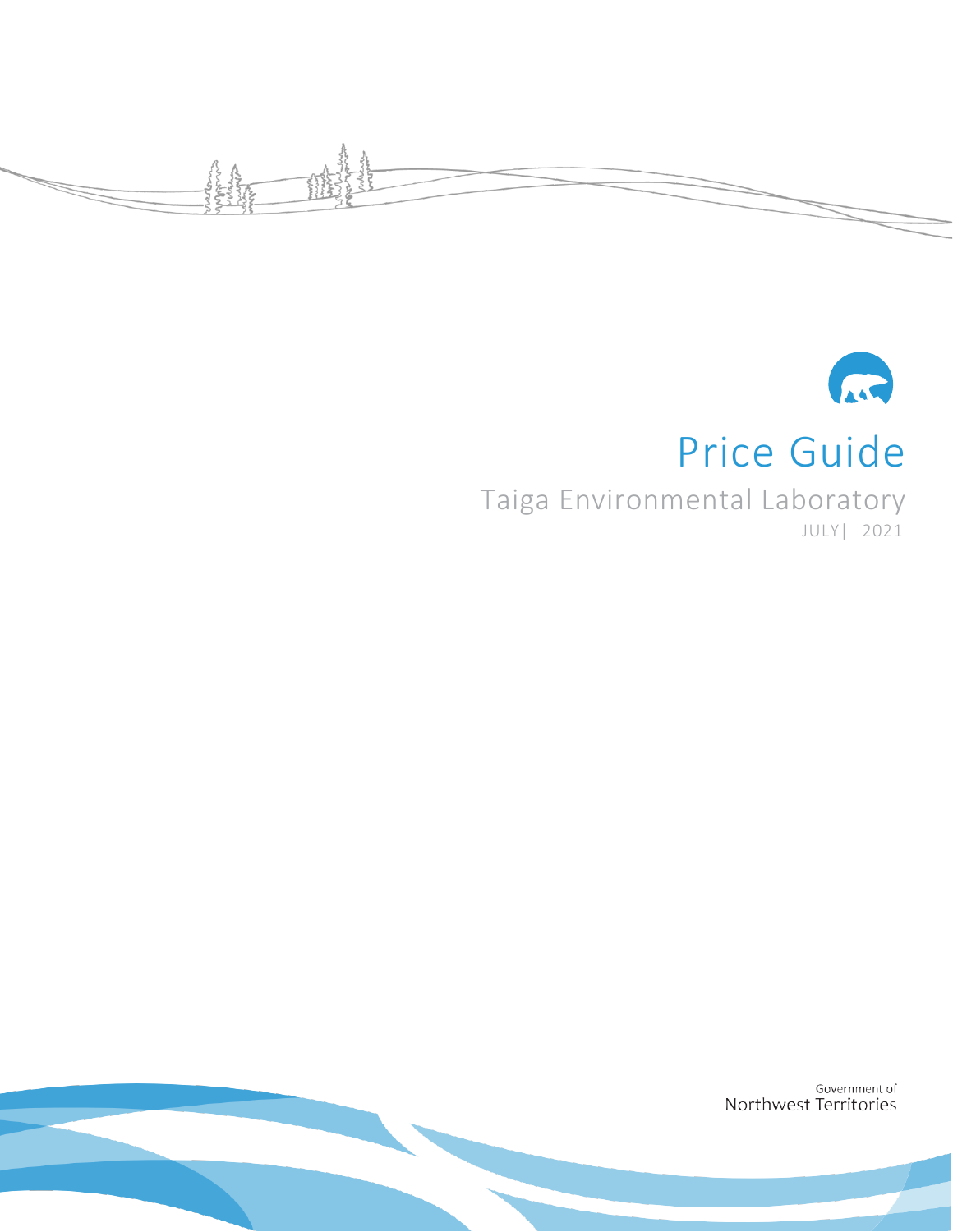# Price Guide

## Taiga Environmental Laboratory

JULY| 2021

Government of
Northwest Territories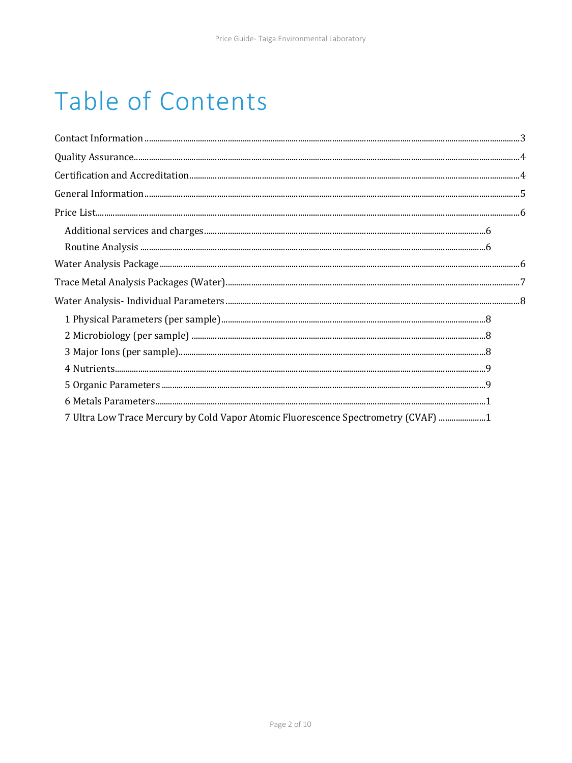# Table of Contents

Contact Information ............................................................ 3

Quality Assurance ............................................................ 4

Certification and Accreditation ............................................................ 4

General Information ............................................................ 5

Price List ............................................................ 6

- Additional services and charges ............................................................ 6
- Routine Analysis ............................................................ 6

Water Analysis Package ............................................................ 6

Trace Metal Analysis Packages (Water) ............................................................ 7

Water Analysis- Individual Parameters ............................................................ 8

- 1 Physical Parameters (per sample) ............................................................ 8
- 2 Microbiology (per sample) ............................................................ 8
- 3 Major Ions (per sample) ............................................................ 8
- 4 Nutrients ............................................................ 9
- 5 Organic Parameters ............................................................ 9
- 6 Metals Parameters ............................................................ 1
- 7 Ultra Low Trace Mercury by Cold Vapor Atomic Fluorescence Spectrometry (CVAF) ............................................................ 1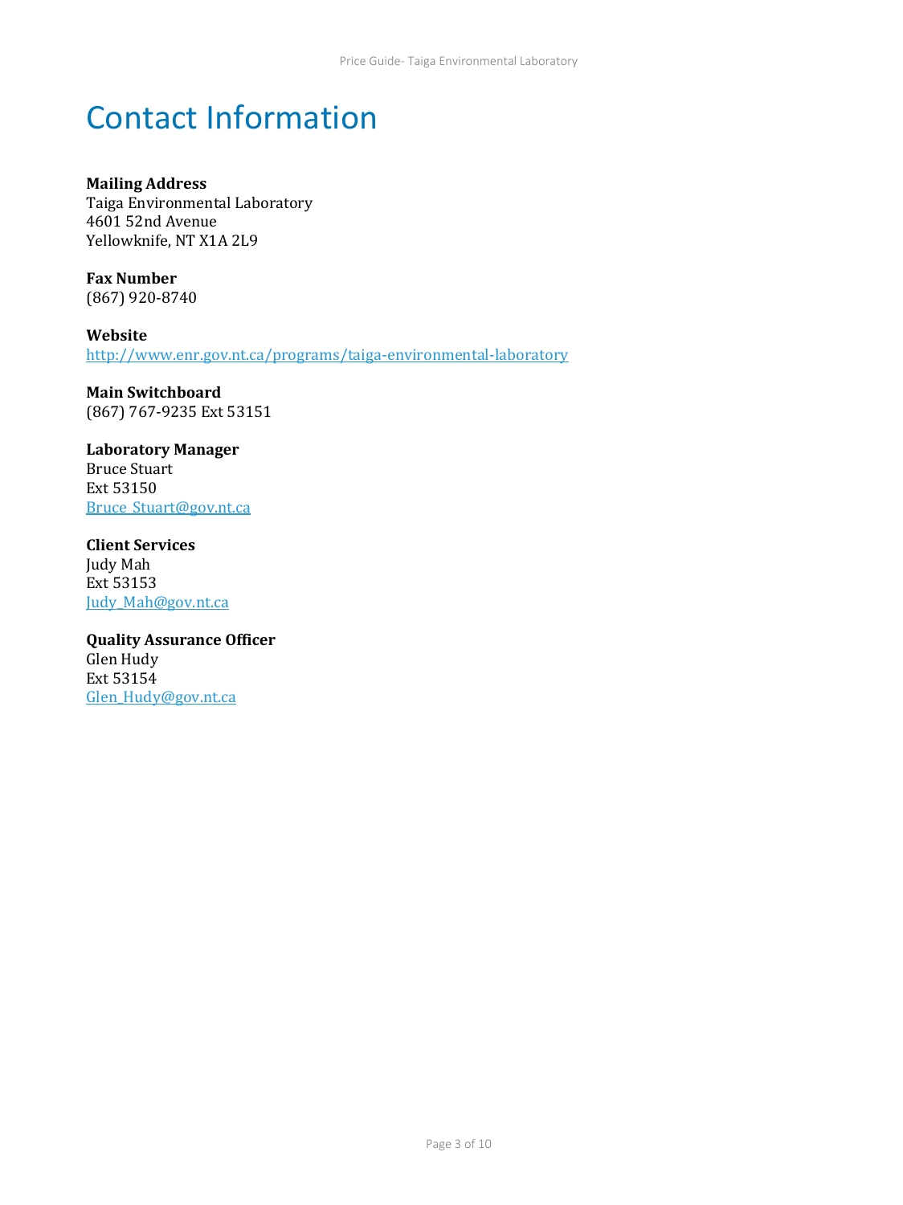# Contact Information

**Mailing Address**
Taiga Environmental Laboratory
4601 52nd Avenue
Yellowknife, NT X1A 2L9

**Fax Number**
(867) 920-8740

**Website**
http://www.enr.gov.nt.ca/programs/taiga-environmental-laboratory

**Main Switchboard**
(867) 767-9235 Ext 53151

**Laboratory Manager**
Bruce Stuart
Ext 53150
Bruce_Stuart@gov.nt.ca

**Client Services**
Judy Mah
Ext 53153
Judy_Mah@gov.nt.ca

**Quality Assurance Officer**
Glen Hudy
Ext 53154
Glen_Hudy@gov.nt.ca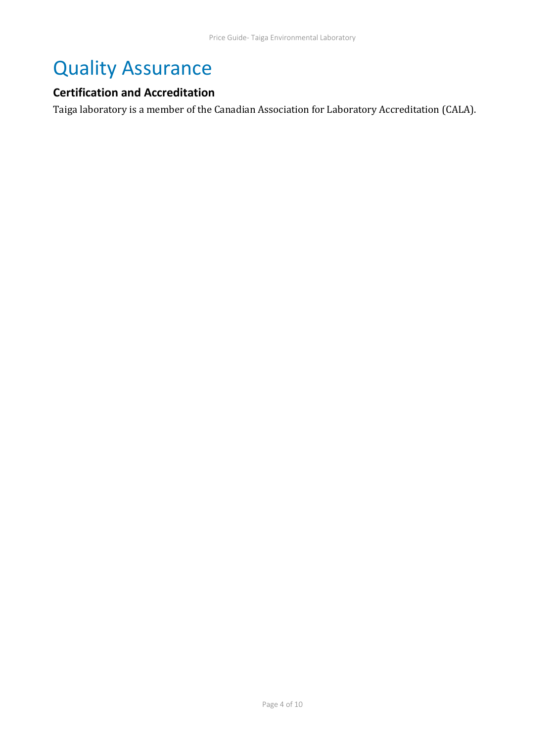# Quality Assurance

## Certification and Accreditation

Taiga laboratory is a member of the Canadian Association for Laboratory Accreditation (CALA).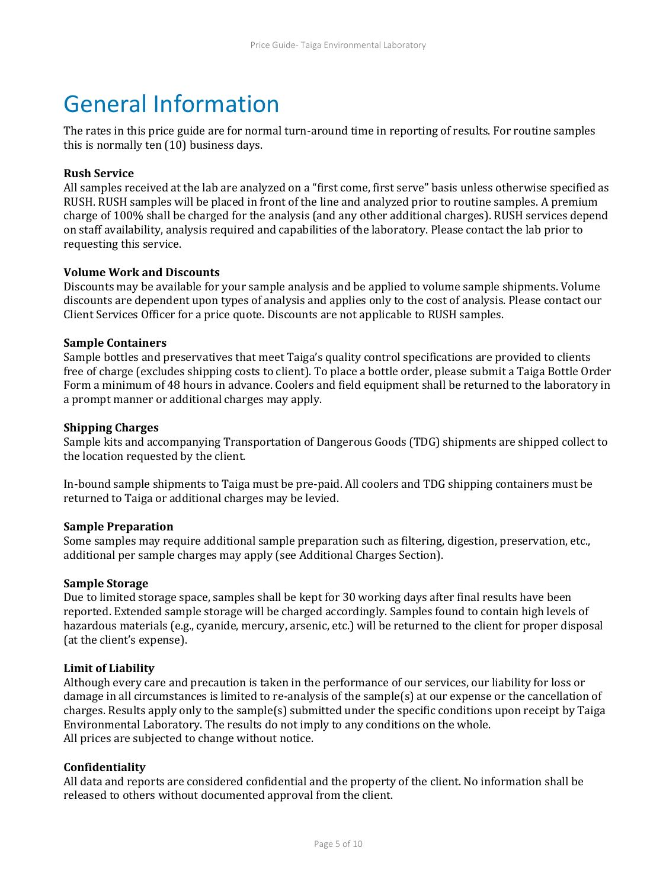# General Information

The rates in this price guide are for normal turn-around time in reporting of results. For routine samples this is normally ten (10) business days.

**Rush Service**

All samples received at the lab are analyzed on a "first come, first serve" basis unless otherwise specified as RUSH. RUSH samples will be placed in front of the line and analyzed prior to routine samples. A premium charge of 100% shall be charged for the analysis (and any other additional charges). RUSH services depend on staff availability, analysis required and capabilities of the laboratory. Please contact the lab prior to requesting this service.

**Volume Work and Discounts**

Discounts may be available for your sample analysis and be applied to volume sample shipments. Volume discounts are dependent upon types of analysis and applies only to the cost of analysis. Please contact our Client Services Officer for a price quote. Discounts are not applicable to RUSH samples.

**Sample Containers**

Sample bottles and preservatives that meet Taiga's quality control specifications are provided to clients free of charge (excludes shipping costs to client). To place a bottle order, please submit a Taiga Bottle Order Form a minimum of 48 hours in advance. Coolers and field equipment shall be returned to the laboratory in a prompt manner or additional charges may apply.

**Shipping Charges**

Sample kits and accompanying Transportation of Dangerous Goods (TDG) shipments are shipped collect to the location requested by the client.

In-bound sample shipments to Taiga must be pre-paid. All coolers and TDG shipping containers must be returned to Taiga or additional charges may be levied.

**Sample Preparation**

Some samples may require additional sample preparation such as filtering, digestion, preservation, etc., additional per sample charges may apply (see Additional Charges Section).

**Sample Storage**

Due to limited storage space, samples shall be kept for 30 working days after final results have been reported. Extended sample storage will be charged accordingly. Samples found to contain high levels of hazardous materials (e.g., cyanide, mercury, arsenic, etc.) will be returned to the client for proper disposal (at the client's expense).

**Limit of Liability**

Although every care and precaution is taken in the performance of our services, our liability for loss or damage in all circumstances is limited to re-analysis of the sample(s) at our expense or the cancellation of charges. Results apply only to the sample(s) submitted under the specific conditions upon receipt by Taiga Environmental Laboratory. The results do not imply to any conditions on the whole.
All prices are subjected to change without notice.

**Confidentiality**

All data and reports are considered confidential and the property of the client. No information shall be released to others without documented approval from the client.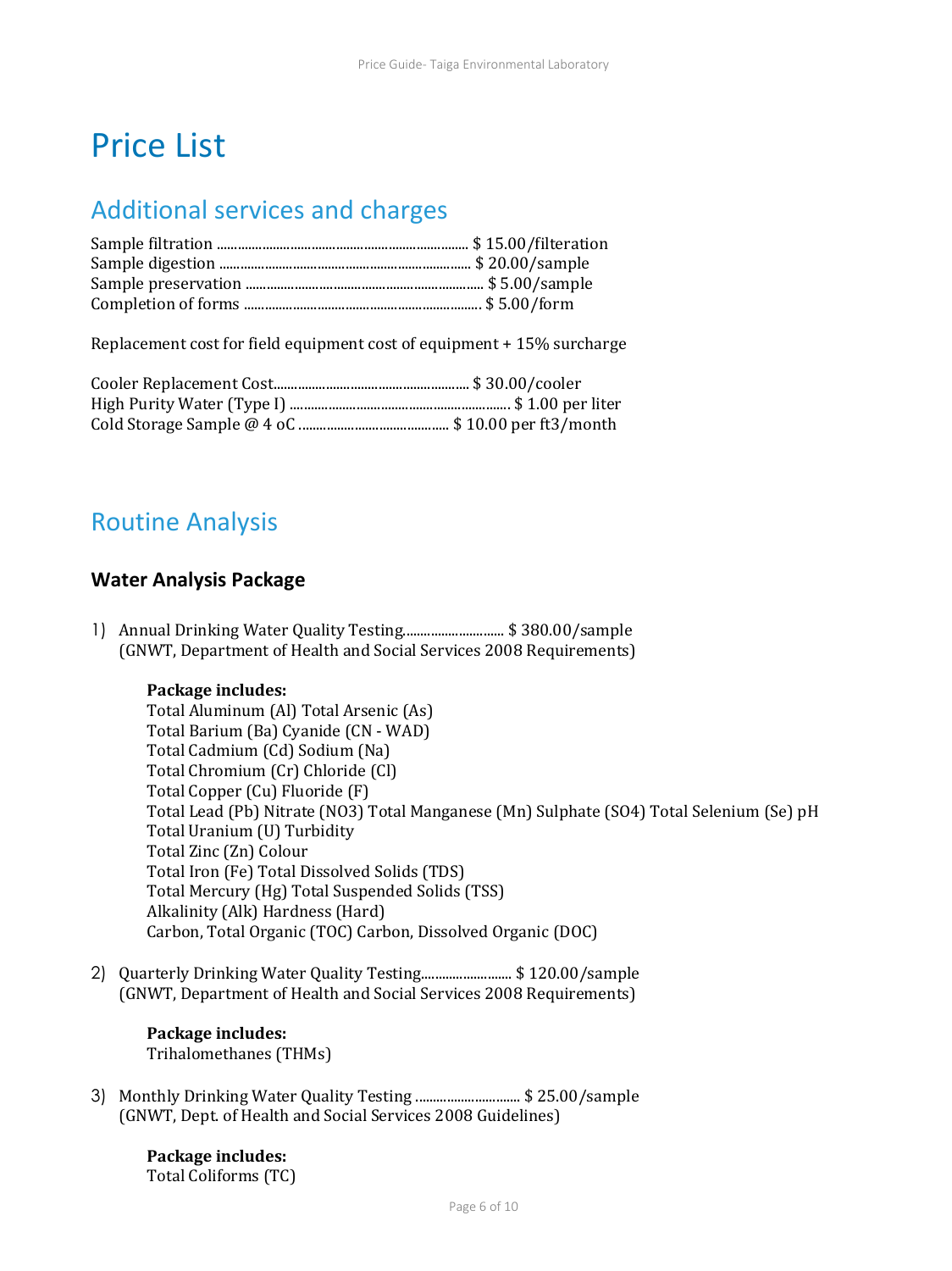// Price List

## Additional services and charges

Sample filtration ........................................................................ $ 15.00/filteration
Sample digestion ........................................................................ $ 20.00/sample
Sample preservation .................................................................... $ 5.00/sample
Completion of forms .................................................................... $ 5.00/form

Replacement cost for field equipment cost of equipment + 15% surcharge

Cooler Replacement Cost........................................................ $ 30.00/cooler
High Purity Water (Type I) ................................................................ $ 1.00 per liter
Cold Storage Sample @ 4 oC ............................................ $ 10.00 per ft3/month

## Routine Analysis

### Water Analysis Package

1) Annual Drinking Water Quality Testing............................. $ 380.00/sample
(GNWT, Department of Health and Social Services 2008 Requirements)

   **Package includes:**
   Total Aluminum (Al) Total Arsenic (As)
   Total Barium (Ba) Cyanide (CN - WAD)
   Total Cadmium (Cd) Sodium (Na)
   Total Chromium (Cr) Chloride (Cl)
   Total Copper (Cu) Fluoride (F)
   Total Lead (Pb) Nitrate (NO3) Total Manganese (Mn) Sulphate (SO4) Total Selenium (Se) pH
   Total Uranium (U) Turbidity
   Total Zinc (Zn) Colour
   Total Iron (Fe) Total Dissolved Solids (TDS)
   Total Mercury (Hg) Total Suspended Solids (TSS)
   Alkalinity (Alk) Hardness (Hard)
   Carbon, Total Organic (TOC) Carbon, Dissolved Organic (DOC)

2) Quarterly Drinking Water Quality Testing.......................... $ 120.00/sample
(GNWT, Department of Health and Social Services 2008 Requirements)

   **Package includes:**
   Trihalomethanes (THMs)

3) Monthly Drinking Water Quality Testing .............................. $ 25.00/sample
(GNWT, Dept. of Health and Social Services 2008 Guidelines)

   **Package includes:**
   Total Coliforms (TC)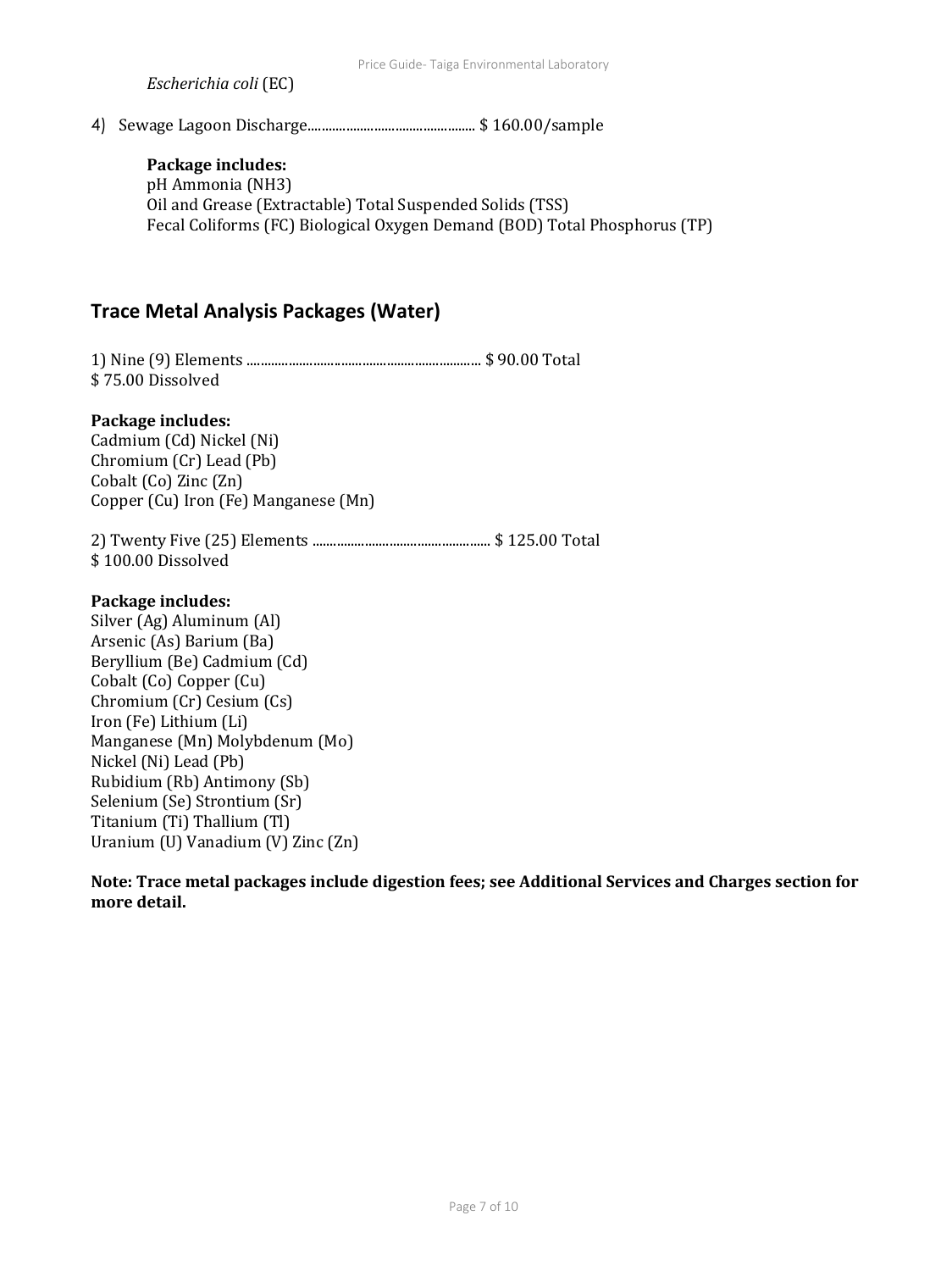*Escherichia coli* (EC)

4) Sewage Lagoon Discharge................................................ $ 160.00/sample

**Package includes:**
pH Ammonia ($NH_3$)
Oil and Grease (Extractable) Total Suspended Solids (TSS)
Fecal Coliforms (FC) Biological Oxygen Demand (BOD) Total Phosphorus (TP)

## Trace Metal Analysis Packages (Water)

1) Nine (9) Elements ................................................................... $ 90.00 Total
$ 75.00 Dissolved

**Package includes:**
Cadmium (Cd) Nickel (Ni)
Chromium (Cr) Lead (Pb)
Cobalt (Co) Zinc (Zn)
Copper (Cu) Iron (Fe) Manganese (Mn)

2) Twenty Five (25) Elements .................................................. $ 125.00 Total
$ 100.00 Dissolved

**Package includes:**
Silver (Ag) Aluminum (Al)
Arsenic (As) Barium (Ba)
Beryllium (Be) Cadmium (Cd)
Cobalt (Co) Copper (Cu)
Chromium (Cr) Cesium (Cs)
Iron (Fe) Lithium (Li)
Manganese (Mn) Molybdenum (Mo)
Nickel (Ni) Lead (Pb)
Rubidium (Rb) Antimony (Sb)
Selenium (Se) Strontium (Sr)
Titanium (Ti) Thallium (Tl)
Uranium (U) Vanadium (V) Zinc (Zn)

**Note: Trace metal packages include digestion fees; see Additional Services and Charges section for more detail.**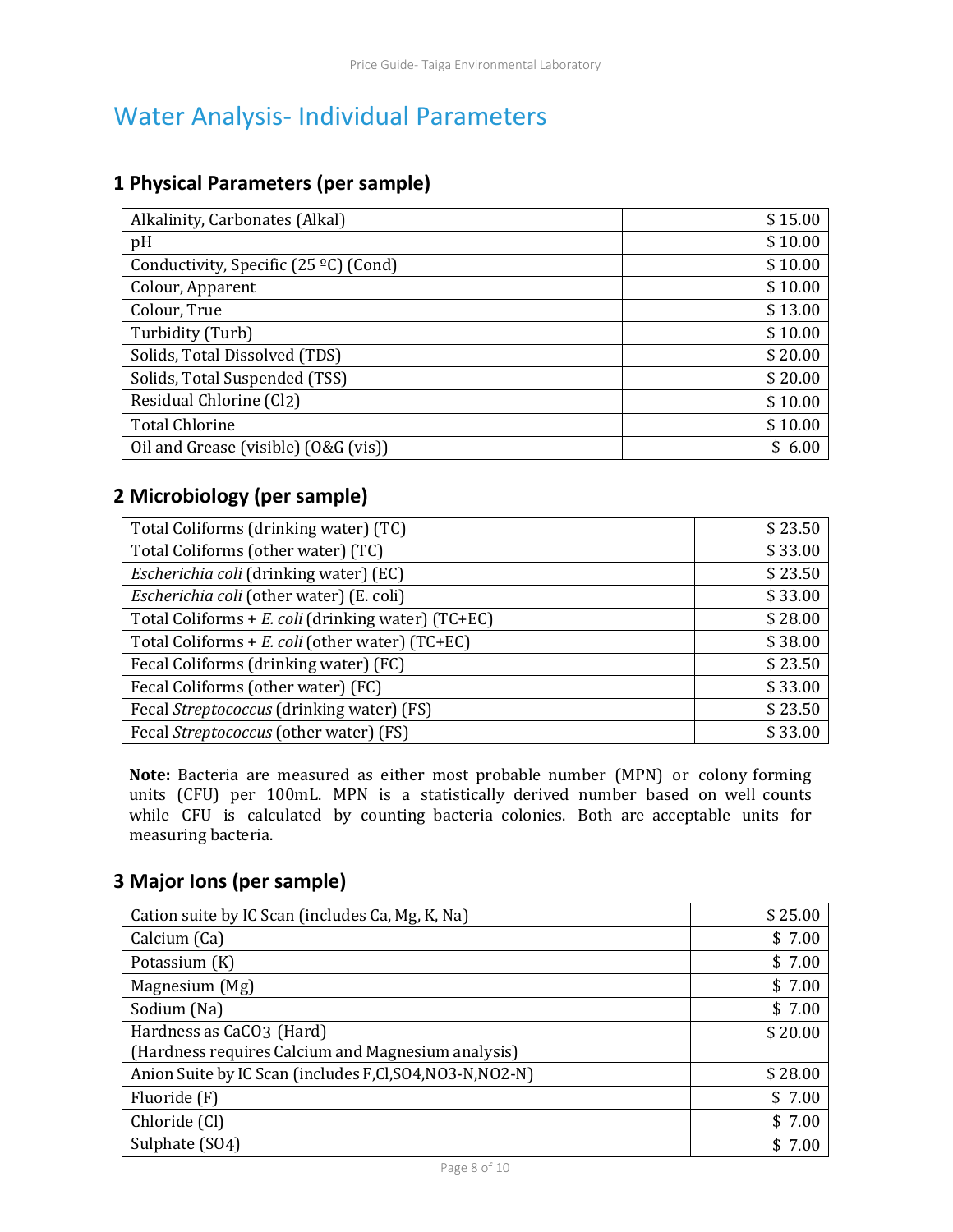# Water Analysis- Individual Parameters

## 1 Physical Parameters (per sample)

| | |
|---|---|
| Alkalinity, Carbonates (Alkal) | $ 15.00 |
| pH | $ 10.00 |
| Conductivity, Specific (25 ºC) (Cond) | $ 10.00 |
| Colour, Apparent | $ 10.00 |
| Colour, True | $ 13.00 |
| Turbidity (Turb) | $ 10.00 |
| Solids, Total Dissolved (TDS) | $ 20.00 |
| Solids, Total Suspended (TSS) | $ 20.00 |
| Residual Chlorine (Cl2) | $ 10.00 |
| Total Chlorine | $ 10.00 |
| Oil and Grease (visible) (O&G (vis)) | $ 6.00 |

## 2 Microbiology (per sample)

| | |
|---|---|
| Total Coliforms (drinking water) (TC) | $ 23.50 |
| Total Coliforms (other water) (TC) | $ 33.00 |
| *Escherichia coli* (drinking water) (EC) | $ 23.50 |
| *Escherichia coli* (other water) (E. coli) | $ 33.00 |
| Total Coliforms + *E. coli* (drinking water) (TC+EC) | $ 28.00 |
| Total Coliforms + *E. coli* (other water) (TC+EC) | $ 38.00 |
| Fecal Coliforms (drinking water) (FC) | $ 23.50 |
| Fecal Coliforms (other water) (FC) | $ 33.00 |
| Fecal *Streptococcus* (drinking water) (FS) | $ 23.50 |
| Fecal *Streptococcus* (other water) (FS) | $ 33.00 |

**Note:** Bacteria are measured as either most probable number (MPN) or colony forming units (CFU) per 100mL. MPN is a statistically derived number based on well counts while CFU is calculated by counting bacteria colonies. Both are acceptable units for measuring bacteria.

## 3 Major Ions (per sample)

| | |
|---|---|
| Cation suite by IC Scan (includes Ca, Mg, K, Na) | $ 25.00 |
| Calcium (Ca) | $ 7.00 |
| Potassium (K) | $ 7.00 |
| Magnesium (Mg) | $ 7.00 |
| Sodium (Na) | $ 7.00 |
| Hardness as $CaCO_3$ (Hard)<br>(Hardness requires Calcium and Magnesium analysis) | $ 20.00 |
| Anion Suite by IC Scan (includes F,Cl,SO4,NO3-N,NO2-N) | $ 28.00 |
| Fluoride (F) | $ 7.00 |
| Chloride (Cl) | $ 7.00 |
| Sulphate (SO4) | $ 7.00 |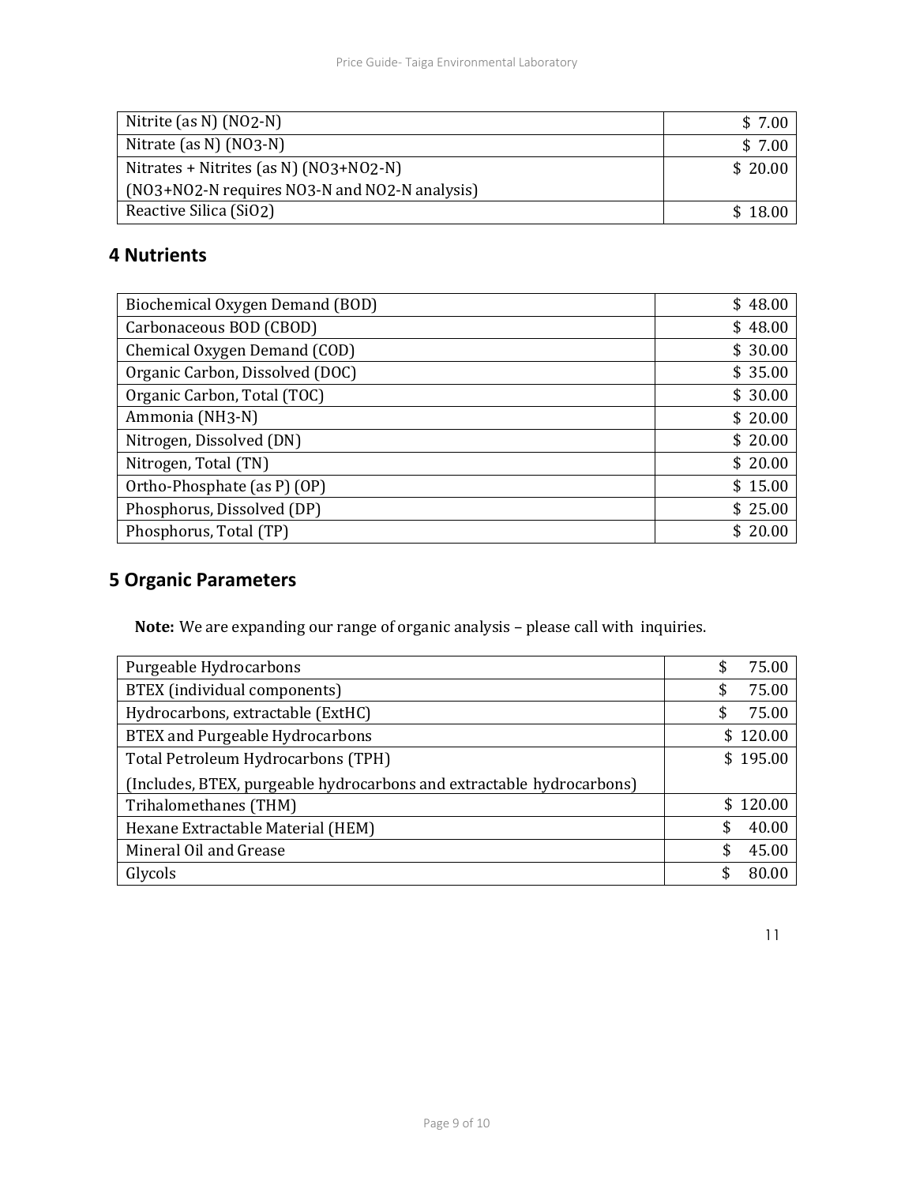| | |
|---|---|
| Nitrite (as N) ($NO_2$-N) | \$ 7.00 |
| Nitrate (as N) ($NO_3$-N) | \$ 7.00 |
| Nitrates + Nitrites (as N) ($NO_3$+$NO_2$-N) ($NO_3$+$NO_2$-N requires $NO_3$-N and $NO_2$-N analysis) | \$ 20.00 |
| Reactive Silica ($SiO_2$) | \$ 18.00 |

## 4 Nutrients

| | |
|---|---|
| Biochemical Oxygen Demand (BOD) | \$ 48.00 |
| Carbonaceous BOD (CBOD) | \$ 48.00 |
| Chemical Oxygen Demand (COD) | \$ 30.00 |
| Organic Carbon, Dissolved (DOC) | \$ 35.00 |
| Organic Carbon, Total (TOC) | \$ 30.00 |
| Ammonia ($NH_3$-N) | \$ 20.00 |
| Nitrogen, Dissolved (DN) | \$ 20.00 |
| Nitrogen, Total (TN) | \$ 20.00 |
| Ortho-Phosphate (as P) (OP) | \$ 15.00 |
| Phosphorus, Dissolved (DP) | \$ 25.00 |
| Phosphorus, Total (TP) | \$ 20.00 |

## 5 Organic Parameters

**Note:** We are expanding our range of organic analysis – please call with inquiries.

| | |
|---|---|
| Purgeable Hydrocarbons | \$ 75.00 |
| BTEX (individual components) | \$ 75.00 |
| Hydrocarbons, extractable (ExtHC) | \$ 75.00 |
| BTEX and Purgeable Hydrocarbons | \$ 120.00 |
| Total Petroleum Hydrocarbons (TPH) (Includes, BTEX, purgeable hydrocarbons and extractable hydrocarbons) | \$ 195.00 |
| Trihalomethanes (THM) | \$ 120.00 |
| Hexane Extractable Material (HEM) | \$ 40.00 |
| Mineral Oil and Grease | \$ 45.00 |
| Glycols | \$ 80.00 |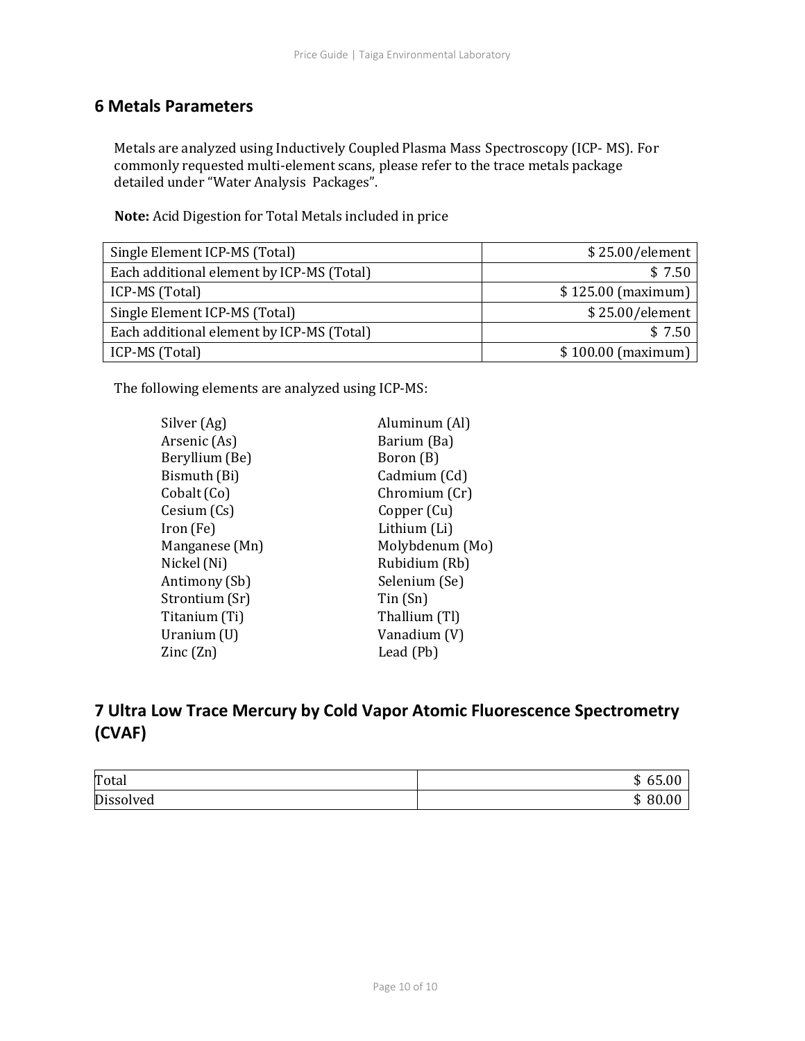## 6 Metals Parameters

Metals are analyzed using Inductively Coupled Plasma Mass Spectroscopy (ICP- MS). For commonly requested multi-element scans, please refer to the trace metals package detailed under "Water Analysis Packages".

**Note:** Acid Digestion for Total Metals included in price

| | |
|---|---|
| Single Element ICP-MS (Total) | $ 25.00/element |
| Each additional element by ICP-MS (Total) | $ 7.50 |
| ICP-MS (Total) | $ 125.00 (maximum) |
| Single Element ICP-MS (Total) | $ 25.00/element |
| Each additional element by ICP-MS (Total) | $ 7.50 |
| ICP-MS (Total) | $ 100.00 (maximum) |

The following elements are analyzed using ICP-MS:

- Silver (Ag)
- Aluminum (Al)
- Arsenic (As)
- Barium (Ba)
- Beryllium (Be)
- Boron (B)
- Bismuth (Bi)
- Cadmium (Cd)
- Cobalt (Co)
- Chromium (Cr)
- Cesium (Cs)
- Copper (Cu)
- Iron (Fe)
- Lithium (Li)
- Manganese (Mn)
- Molybdenum (Mo)
- Nickel (Ni)
- Rubidium (Rb)
- Antimony (Sb)
- Selenium (Se)
- Strontium (Sr)
- Tin (Sn)
- Titanium (Ti)
- Thallium (Tl)
- Uranium (U)
- Vanadium (V)
- Zinc (Zn)
- Lead (Pb)

## 7 Ultra Low Trace Mercury by Cold Vapor Atomic Fluorescence Spectrometry (CVAF)

| | |
|---|---|
| Total | $ 65.00 |
| Dissolved | $ 80.00 |